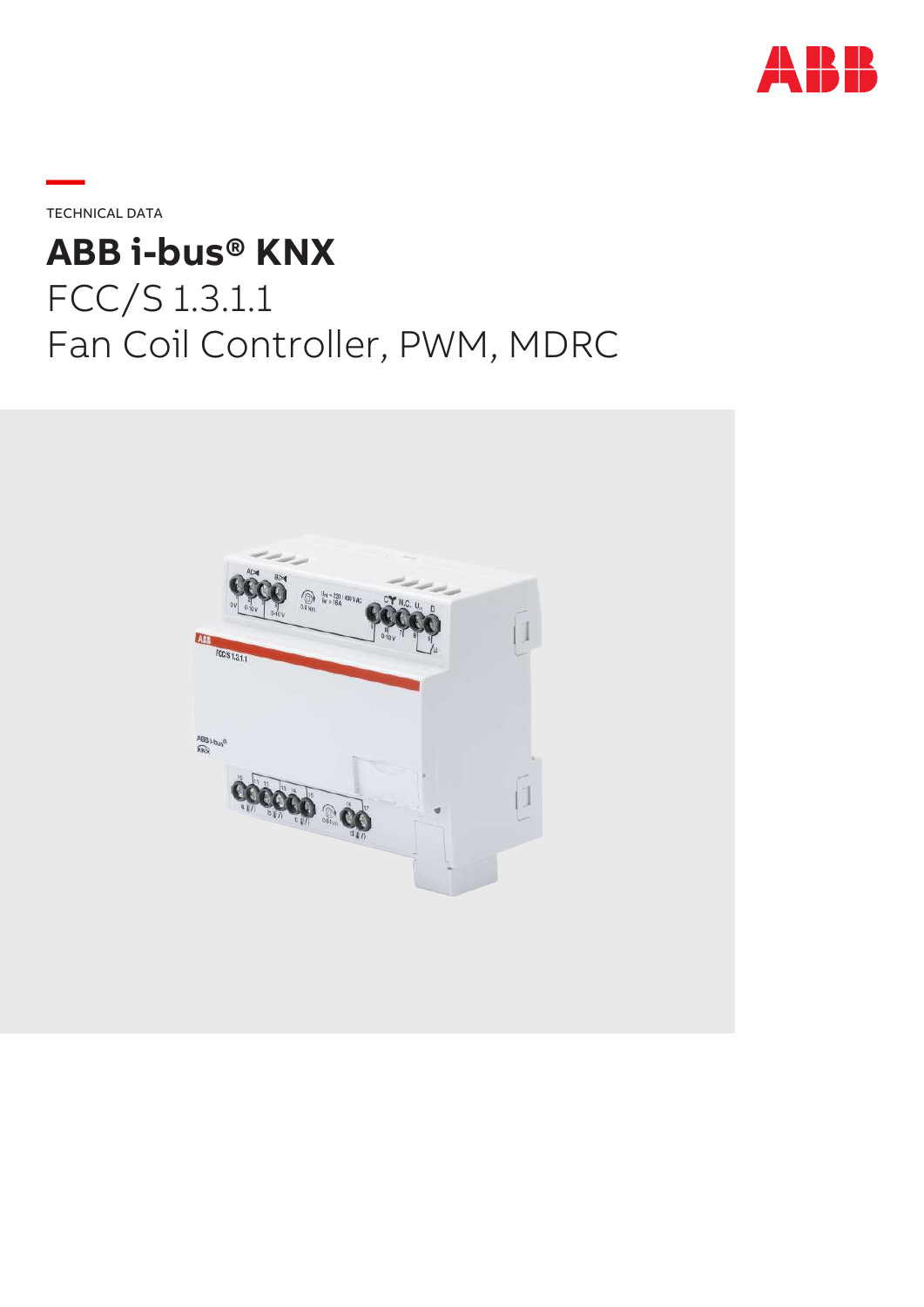TECHNICAL DATA

# ABB i-bus® KNX

FCC/S 1.3.1.1
Fan Coil Controller, PWM, MDRC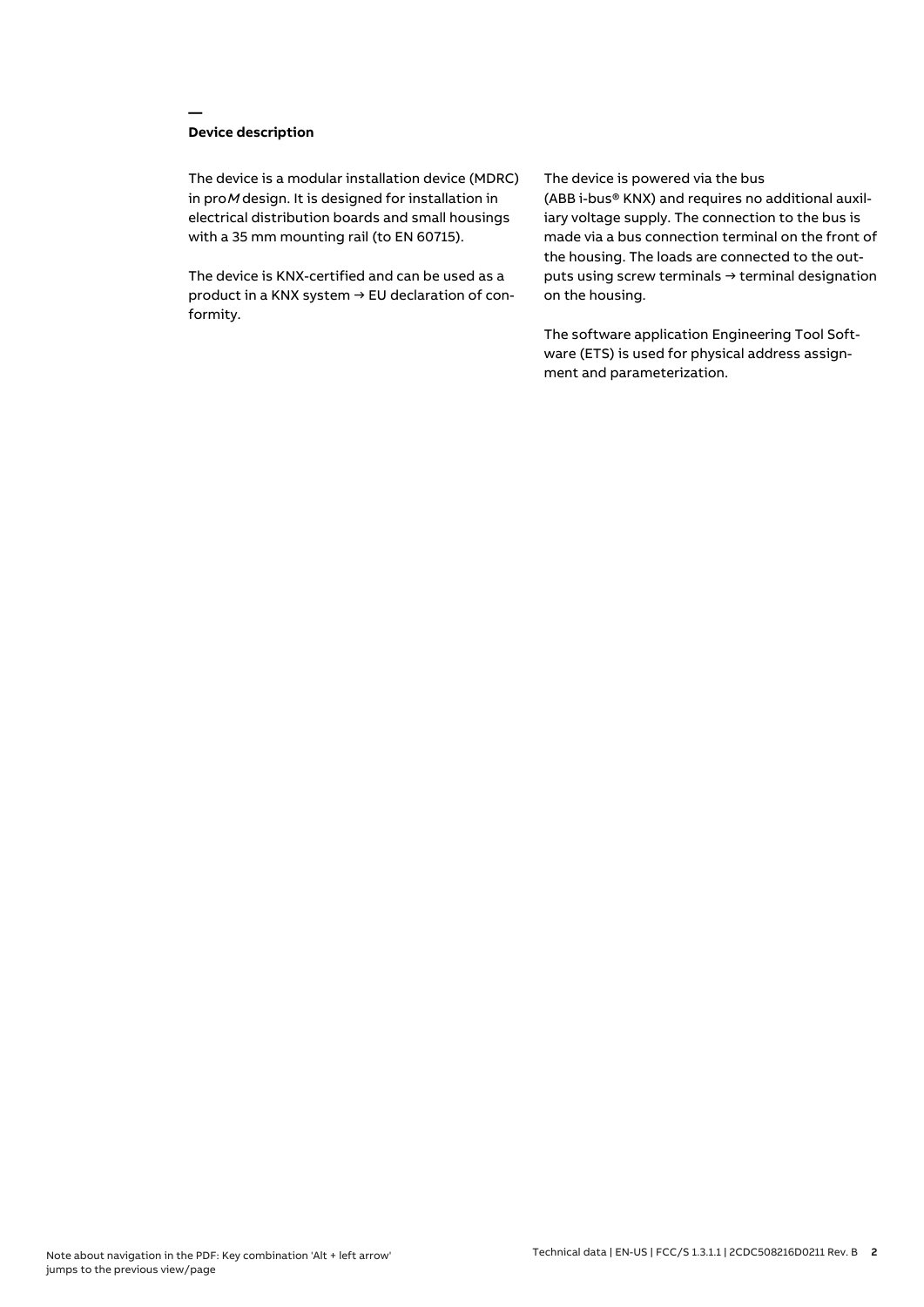## Device description

The device is a modular installation device (MDRC) in pro*M* design. It is designed for installation in electrical distribution boards and small housings with a 35 mm mounting rail (to EN 60715).

The device is KNX-certified and can be used as a product in a KNX system → EU declaration of conformity.

The device is powered via the bus (ABB i-bus® KNX) and requires no additional auxiliary voltage supply. The connection to the bus is made via a bus connection terminal on the front of the housing. The loads are connected to the outputs using screw terminals → terminal designation on the housing.

The software application Engineering Tool Software (ETS) is used for physical address assignment and parameterization.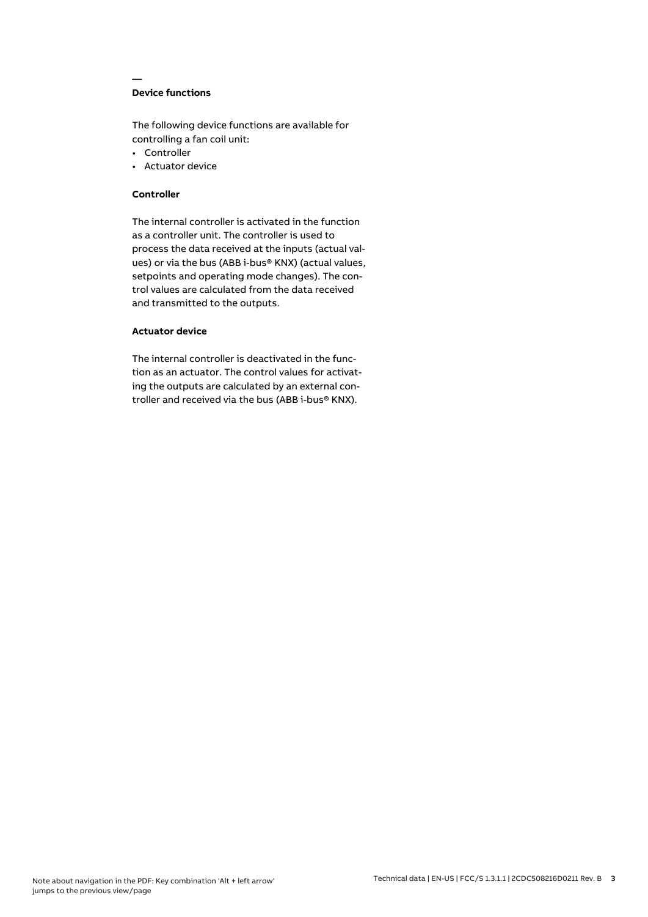## Device functions

The following device functions are available for controlling a fan coil unit:

- Controller
- Actuator device

### Controller

The internal controller is activated in the function as a controller unit. The controller is used to process the data received at the inputs (actual values) or via the bus (ABB i-bus® KNX) (actual values, setpoints and operating mode changes). The control values are calculated from the data received and transmitted to the outputs.

### Actuator device

The internal controller is deactivated in the function as an actuator. The control values for activating the outputs are calculated by an external controller and received via the bus (ABB i-bus® KNX).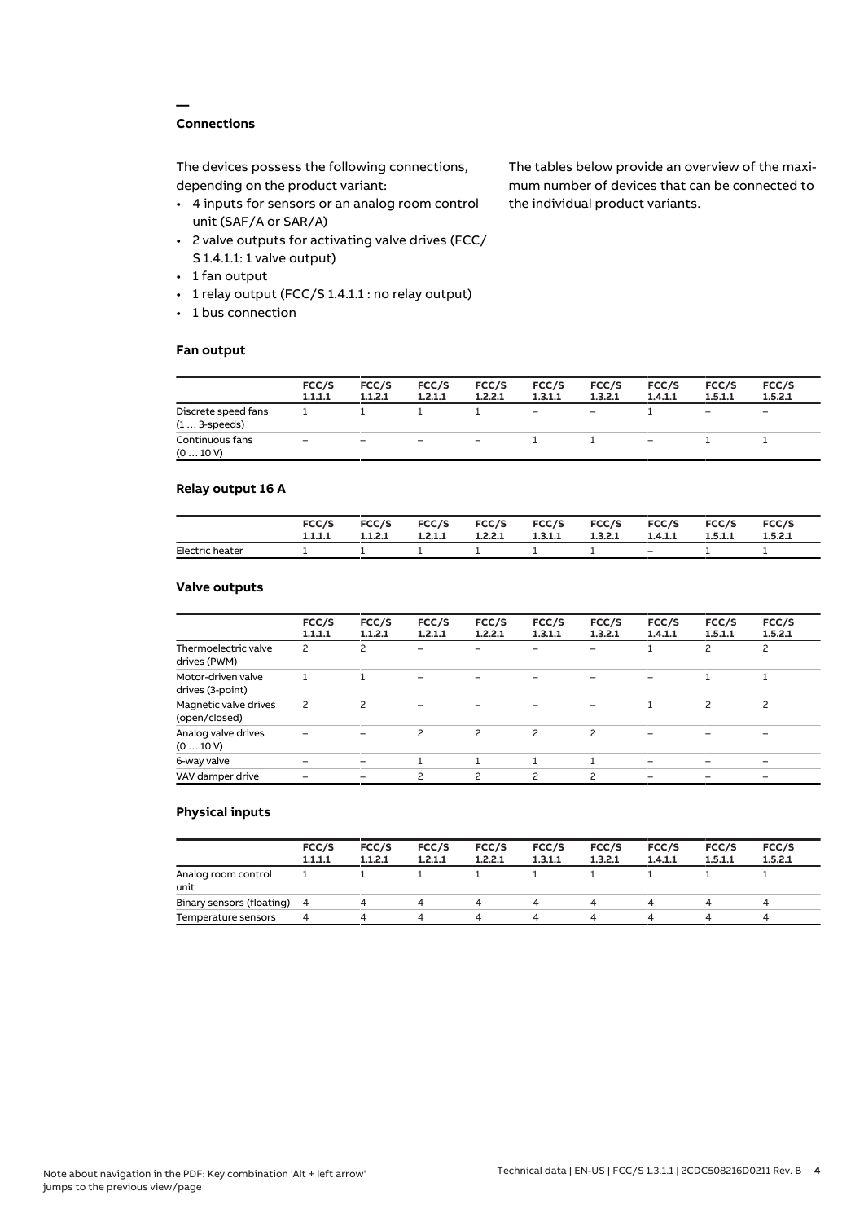## Connections

The devices possess the following connections, depending on the product variant:

- 4 inputs for sensors or an analog room control unit (SAF/A or SAR/A)
- 2 valve outputs for activating valve drives (FCC/S 1.4.1.1: 1 valve output)
- 1 fan output
- 1 relay output (FCC/S 1.4.1.1 : no relay output)
- 1 bus connection

The tables below provide an overview of the maximum number of devices that can be connected to the individual product variants.

### Fan output

| | FCC/S 1.1.1.1 | FCC/S 1.1.2.1 | FCC/S 1.2.1.1 | FCC/S 1.2.2.1 | FCC/S 1.3.1.1 | FCC/S 1.3.2.1 | FCC/S 1.4.1.1 | FCC/S 1.5.1.1 | FCC/S 1.5.2.1 |
|---|---|---|---|---|---|---|---|---|---|
| Discrete speed fans (1 … 3-speeds) | 1 | 1 | 1 | 1 | – | – | 1 | – | – |
| Continuous fans (0 … 10 V) | – | – | – | – | 1 | 1 | – | 1 | 1 |

### Relay output 16 A

| | FCC/S 1.1.1.1 | FCC/S 1.1.2.1 | FCC/S 1.2.1.1 | FCC/S 1.2.2.1 | FCC/S 1.3.1.1 | FCC/S 1.3.2.1 | FCC/S 1.4.1.1 | FCC/S 1.5.1.1 | FCC/S 1.5.2.1 |
|---|---|---|---|---|---|---|---|---|---|
| Electric heater | 1 | 1 | 1 | 1 | 1 | 1 | – | 1 | 1 |

### Valve outputs

| | FCC/S 1.1.1.1 | FCC/S 1.1.2.1 | FCC/S 1.2.1.1 | FCC/S 1.2.2.1 | FCC/S 1.3.1.1 | FCC/S 1.3.2.1 | FCC/S 1.4.1.1 | FCC/S 1.5.1.1 | FCC/S 1.5.2.1 |
|---|---|---|---|---|---|---|---|---|---|
| Thermoelectric valve drives (PWM) | 2 | 2 | – | – | – | – | 1 | 2 | 2 |
| Motor-driven valve drives (3-point) | 1 | 1 | – | – | – | – | – | 1 | 1 |
| Magnetic valve drives (open/closed) | 2 | 2 | – | – | – | – | 1 | 2 | 2 |
| Analog valve drives (0 … 10 V) | – | – | 2 | 2 | 2 | 2 | – | – | – |
| 6-way valve | – | – | 1 | 1 | 1 | 1 | – | – | – |
| VAV damper drive | – | – | 2 | 2 | 2 | 2 | – | – | – |

### Physical inputs

| | FCC/S 1.1.1.1 | FCC/S 1.1.2.1 | FCC/S 1.2.1.1 | FCC/S 1.2.2.1 | FCC/S 1.3.1.1 | FCC/S 1.3.2.1 | FCC/S 1.4.1.1 | FCC/S 1.5.1.1 | FCC/S 1.5.2.1 |
|---|---|---|---|---|---|---|---|---|---|
| Analog room control unit | 1 | 1 | 1 | 1 | 1 | 1 | 1 | 1 | 1 |
| Binary sensors (floating) | 4 | 4 | 4 | 4 | 4 | 4 | 4 | 4 | 4 |
| Temperature sensors | 4 | 4 | 4 | 4 | 4 | 4 | 4 | 4 | 4 |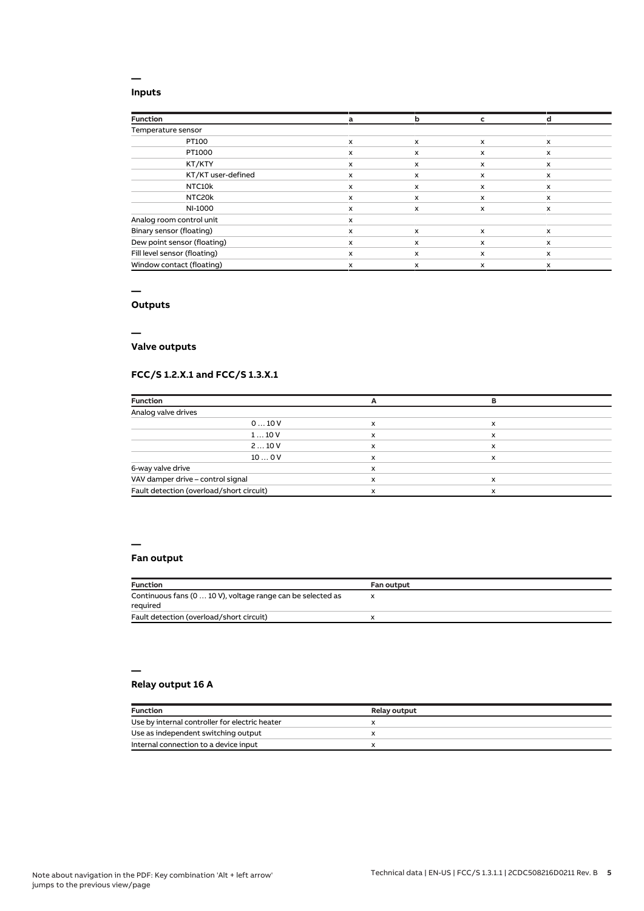## Inputs

| Function | a | b | c | d |
|---|---|---|---|---|
| Temperature sensor | | | | |
| PT100 | x | x | x | x |
| PT1000 | x | x | x | x |
| KT/KTY | x | x | x | x |
| KT/KT user-defined | x | x | x | x |
| NTC10k | x | x | x | x |
| NTC20k | x | x | x | x |
| NI-1000 | x | x | x | x |
| Analog room control unit | x | | | |
| Binary sensor (floating) | x | x | x | x |
| Dew point sensor (floating) | x | x | x | x |
| Fill level sensor (floating) | x | x | x | x |
| Window contact (floating) | x | x | x | x |

## Outputs

## Valve outputs

### FCC/S 1.2.X.1 and FCC/S 1.3.X.1

| Function | A | B |
|---|---|---|
| Analog valve drives | | |
| 0 … 10 V | x | x |
| 1 … 10 V | x | x |
| 2 … 10 V | x | x |
| 10 … 0 V | x | x |
| 6-way valve drive | x | |
| VAV damper drive – control signal | x | x |
| Fault detection (overload/short circuit) | x | x |

## Fan output

| Function | Fan output |
|---|---|
| Continuous fans (0 … 10 V), voltage range can be selected as required | x |
| Fault detection (overload/short circuit) | x |

## Relay output 16 A

| Function | Relay output |
|---|---|
| Use by internal controller for electric heater | x |
| Use as independent switching output | x |
| Internal connection to a device input | x |

Note about navigation in the PDF: Key combination 'Alt + left arrow' jumps to the previous view/page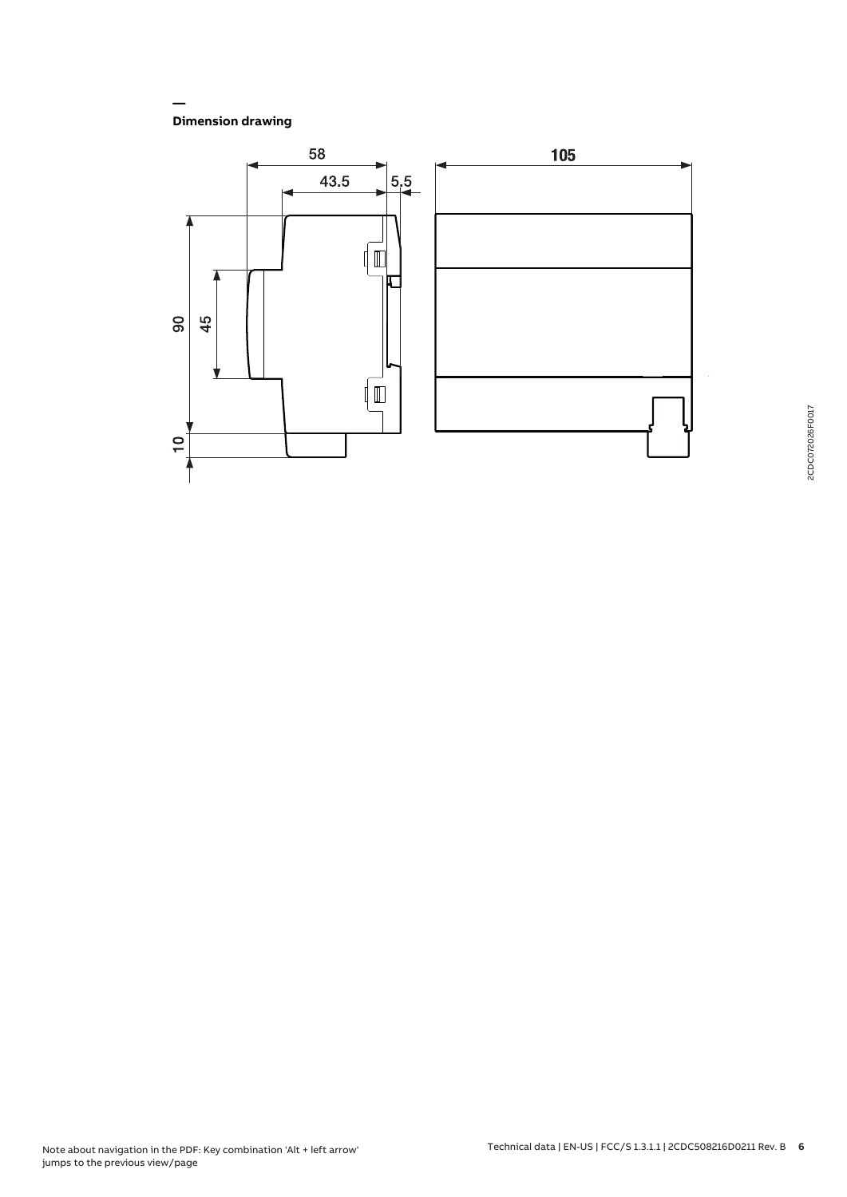## Dimension drawing

58

43.5

5.5

105

90

45

10

2CDC072026F0017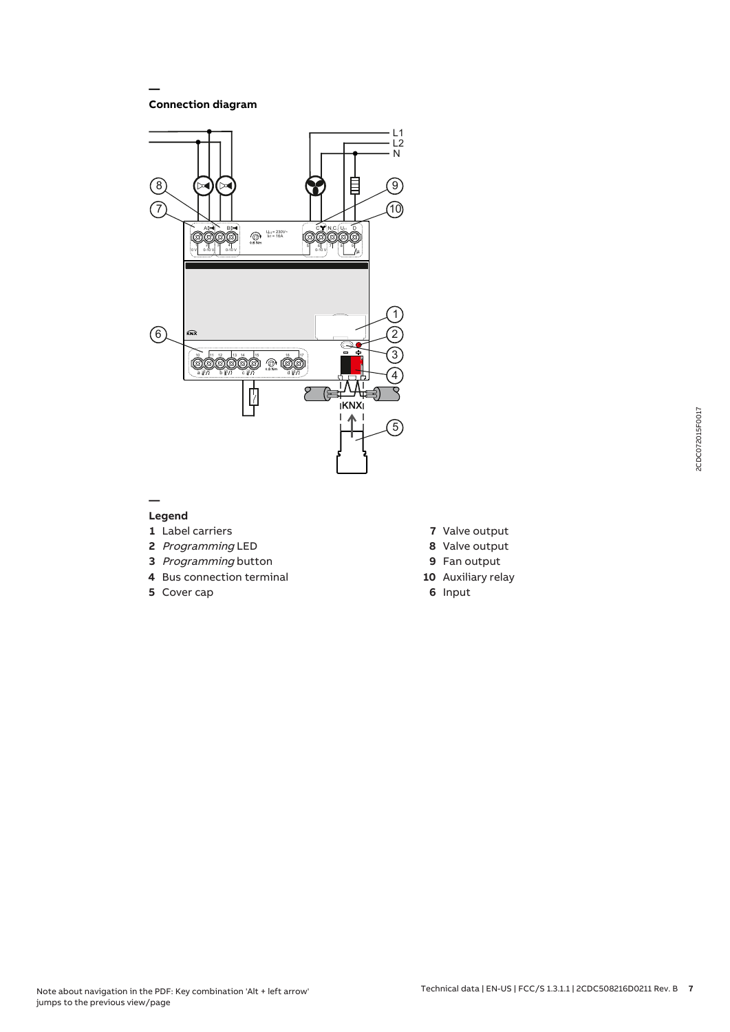## Connection diagram

## Legend

**1** Label carriers

**2** *Programming* LED

**3** *Programming* button

**4** Bus connection terminal

**5** Cover cap

**7** Valve output

**8** Valve output

**9** Fan output

**10** Auxiliary relay

**6** Input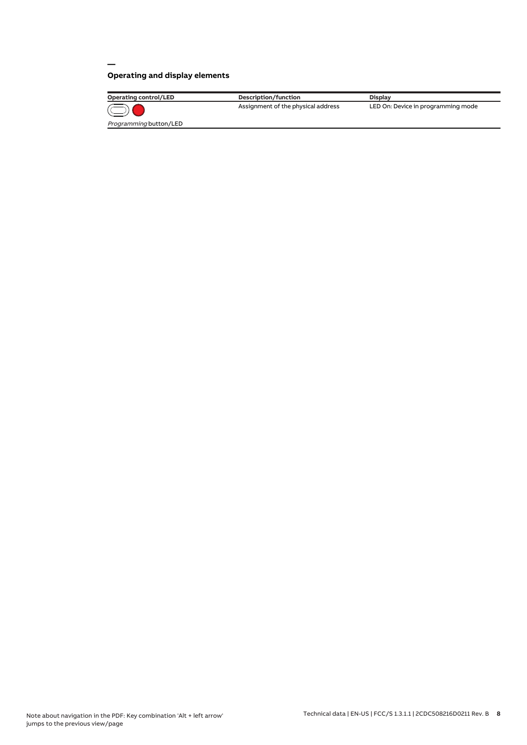## Operating and display elements

| Operating control/LED | Description/function | Display |
| --- | --- | --- |
| *Programming* button/LED | Assignment of the physical address | LED On: Device in programming mode |

Note about navigation in the PDF: Key combination 'Alt + left arrow' jumps to the previous view/page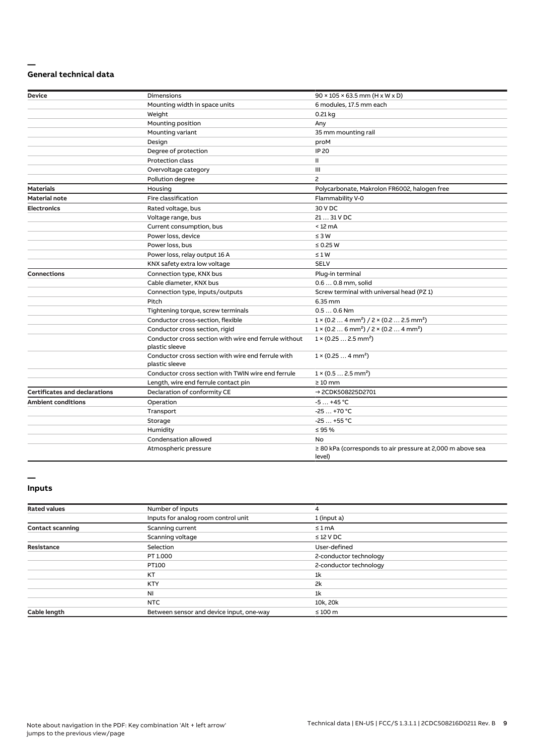## General technical data

| | | |
|---|---|---|
| **Device** | Dimensions | 90 × 105 × 63.5 mm (H x W x D) |
| | Mounting width in space units | 6 modules, 17.5 mm each |
| | Weight | 0.21 kg |
| | Mounting position | Any |
| | Mounting variant | 35 mm mounting rail |
| | Design | proM |
| | Degree of protection | IP 20 |
| | Protection class | II |
| | Overvoltage category | III |
| | Pollution degree | 2 |
| **Materials** | Housing | Polycarbonate, Makrolon FR6002, halogen free |
| **Material note** | Fire classification | Flammability V-0 |
| **Electronics** | Rated voltage, bus | 30 V DC |
| | Voltage range, bus | 21 … 31 V DC |
| | Current consumption, bus | < 12 mA |
| | Power loss, device | ≤ 3 W |
| | Power loss, bus | ≤ 0.25 W |
| | Power loss, relay output 16 A | ≤ 1 W |
| | KNX safety extra low voltage | SELV |
| **Connections** | Connection type, KNX bus | Plug-in terminal |
| | Cable diameter, KNX bus | 0.6 … 0.8 mm, solid |
| | Connection type, inputs/outputs | Screw terminal with universal head (PZ 1) |
| | Pitch | 6.35 mm |
| | Tightening torque, screw terminals | 0.5 … 0.6 Nm |
| | Conductor cross-section, flexible | 1 × (0.2 … 4 mm²) / 2 × (0.2 … 2.5 mm²) |
| | Conductor cross section, rigid | 1 × (0.2 … 6 mm²) / 2 × (0.2 … 4 mm²) |
| | Conductor cross section with wire end ferrule without plastic sleeve | 1 × (0.25 … 2.5 mm²) |
| | Conductor cross section with wire end ferrule with plastic sleeve | 1 × (0.25 … 4 mm²) |
| | Conductor cross section with TWIN wire end ferrule | 1 × (0.5 … 2.5 mm²) |
| | Length, wire end ferrule contact pin | ≥ 10 mm |
| **Certificates and declarations** | Declaration of conformity CE | → 2CDK508225D2701 |
| **Ambient conditions** | Operation | -5 … +45 °C |
| | Transport | -25 … +70 °C |
| | Storage | -25 … +55 °C |
| | Humidity | ≤ 95 % |
| | Condensation allowed | No |
| | Atmospheric pressure | ≥ 80 kPa (corresponds to air pressure at 2,000 m above sea level) |

## Inputs

| | | |
|---|---|---|
| **Rated values** | Number of inputs | 4 |
| | Inputs for analog room control unit | 1 (input a) |
| **Contact scanning** | Scanning current | ≤ 1 mA |
| | Scanning voltage | ≤ 12 V DC |
| **Resistance** | Selection | User-defined |
| | PT 1.000 | 2-conductor technology |
| | PT100 | 2-conductor technology |
| | KT | 1k |
| | KTY | 2k |
| | NI | 1k |
| | NTC | 10k, 20k |
| **Cable length** | Between sensor and device input, one-way | ≤ 100 m |

Note about navigation in the PDF: Key combination 'Alt + left arrow' jumps to the previous view/page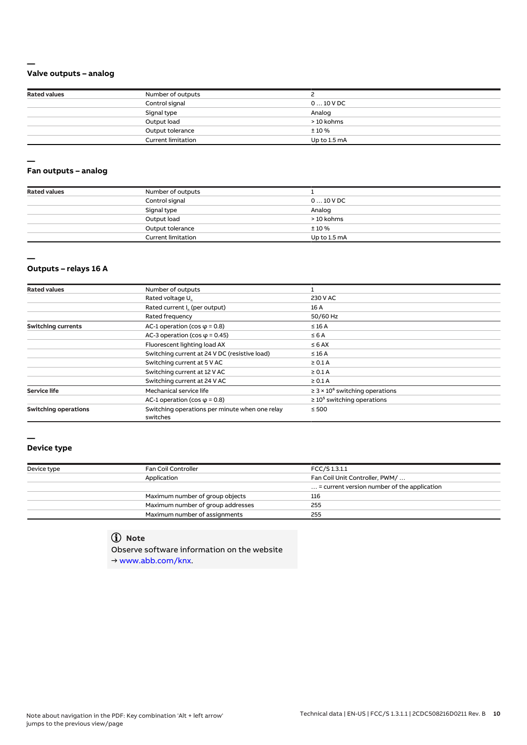## Valve outputs – analog

| Rated values | Number of outputs | 2 |
|---|---|---|
| | Control signal | 0 … 10 V DC |
| | Signal type | Analog |
| | Output load | > 10 kohms |
| | Output tolerance | ± 10 % |
| | Current limitation | Up to 1.5 mA |

## Fan outputs – analog

| Rated values | Number of outputs | 1 |
|---|---|---|
| | Control signal | 0 … 10 V DC |
| | Signal type | Analog |
| | Output load | > 10 kohms |
| | Output tolerance | ± 10 % |
| | Current limitation | Up to 1.5 mA |

## Outputs – relays 16 A

| Rated values | Number of outputs | 1 |
|---|---|---|
| | Rated voltage $U_n$ | 230 V AC |
| | Rated current $I_n$ (per output) | 16 A |
| | Rated frequency | 50/60 Hz |
| **Switching currents** | AC-1 operation (cos φ = 0.8) | ≤ 16 A |
| | AC-3 operation (cos φ = 0.45) | ≤ 6 A |
| | Fluorescent lighting load AX | ≤ 6 AX |
| | Switching current at 24 V DC (resistive load) | ≤ 16 A |
| | Switching current at 5 V AC | ≥ 0.1 A |
| | Switching current at 12 V AC | ≥ 0.1 A |
| | Switching current at 24 V AC | ≥ 0.1 A |
| **Service life** | Mechanical service life | ≥ 3 × $10^6$ switching operations |
| | AC-1 operation (cos φ = 0.8) | ≥ $10^5$ switching operations |
| **Switching operations** | Switching operations per minute when one relay switches | ≤ 500 |

## Device type

| Device type | Fan Coil Controller | FCC/S 1.3.1.1 |
|---|---|---|
| | Application | Fan Coil Unit Controller, PWM/ … |
| | | … = current version number of the application |
| | Maximum number of group objects | 116 |
| | Maximum number of group addresses | 255 |
| | Maximum number of assignments | 255 |

**Note**

Observe software information on the website
→ www.abb.com/knx.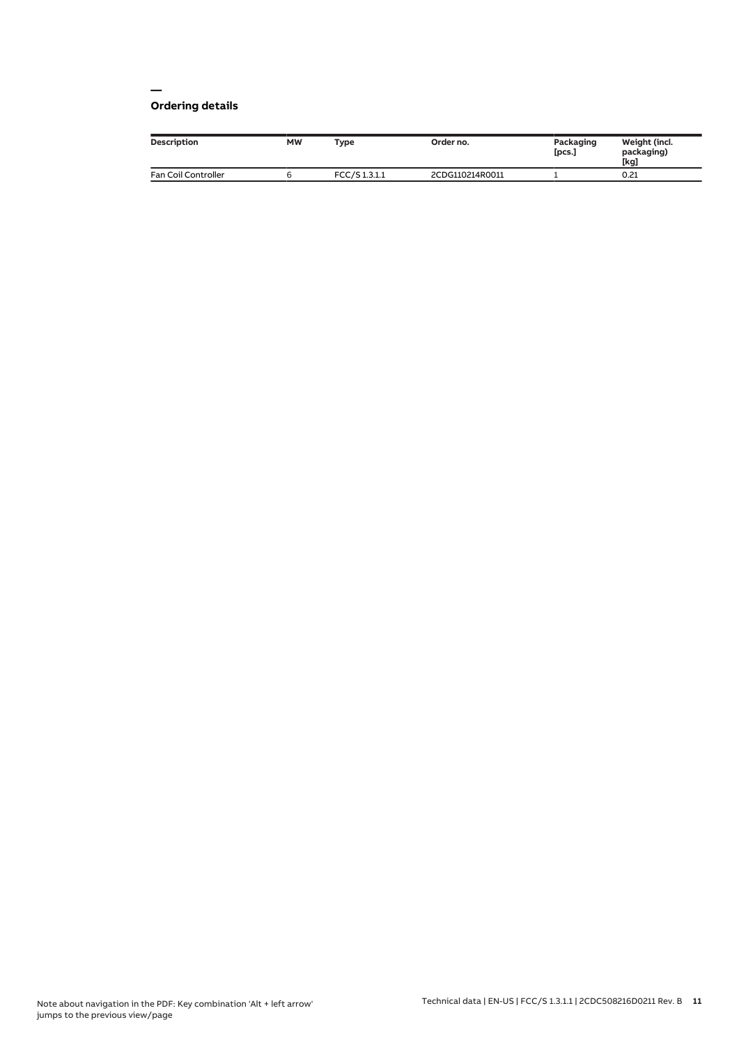## Ordering details

| Description | MW | Type | Order no. | Packaging [pcs.] | Weight (incl. packaging) [kg] |
| --- | --- | --- | --- | --- | --- |
| Fan Coil Controller | 6 | FCC/S 1.3.1.1 | 2CDG110214R0011 | 1 | 0.21 |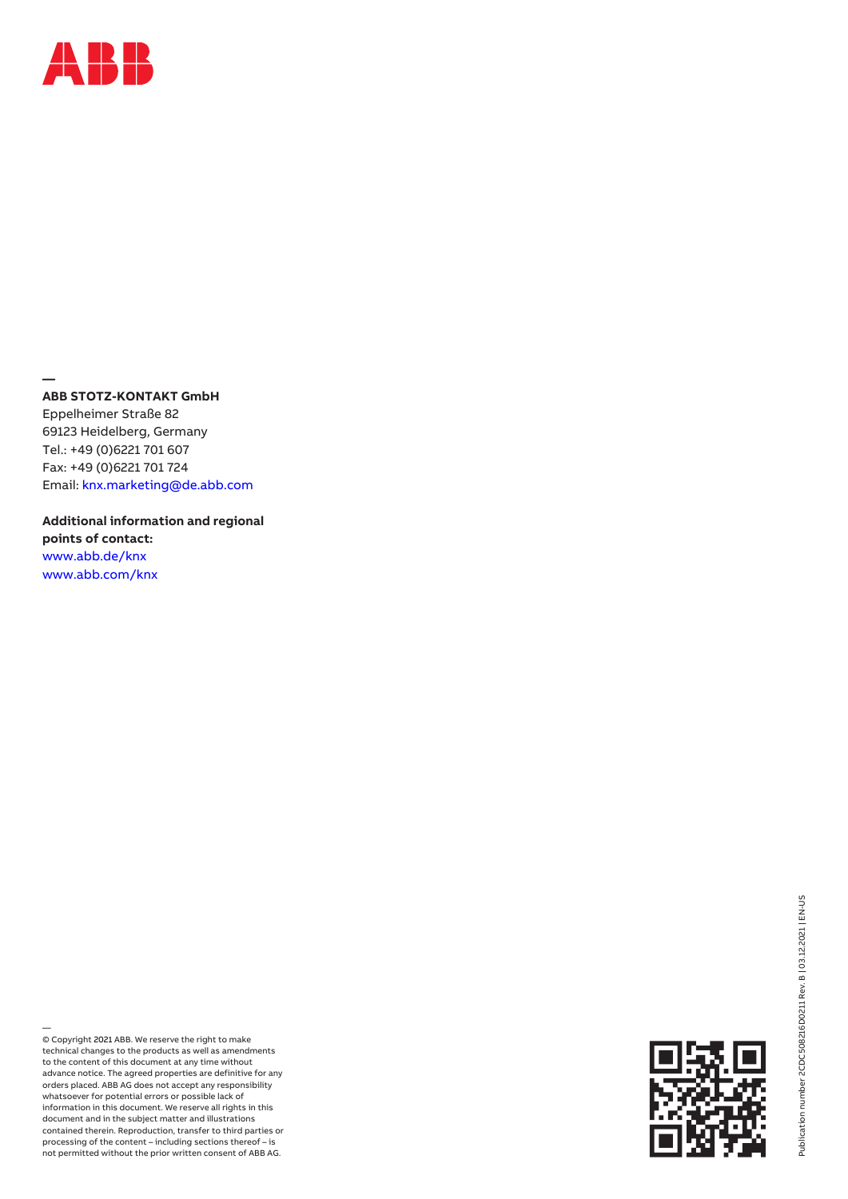—

**ABB STOTZ-KONTAKT GmbH**
Eppelheimer Straße 82
69123 Heidelberg, Germany
Tel.: +49 (0)6221 701 607
Fax: +49 (0)6221 701 724
Email: knx.marketing@de.abb.com

**Additional information and regional points of contact:**
www.abb.de/knx
www.abb.com/knx

—
© Copyright 2021 ABB. We reserve the right to make technical changes to the products as well as amendments to the content of this document at any time without advance notice. The agreed properties are definitive for any orders placed. ABB AG does not accept any responsibility whatsoever for potential errors or possible lack of information in this document. We reserve all rights in this document and in the subject matter and illustrations contained therein. Reproduction, transfer to third parties or processing of the content – including sections thereof – is not permitted without the prior written consent of ABB AG.

Publication number 2CDC508216D0211 Rev. B | 03.12.2021 | EN-US